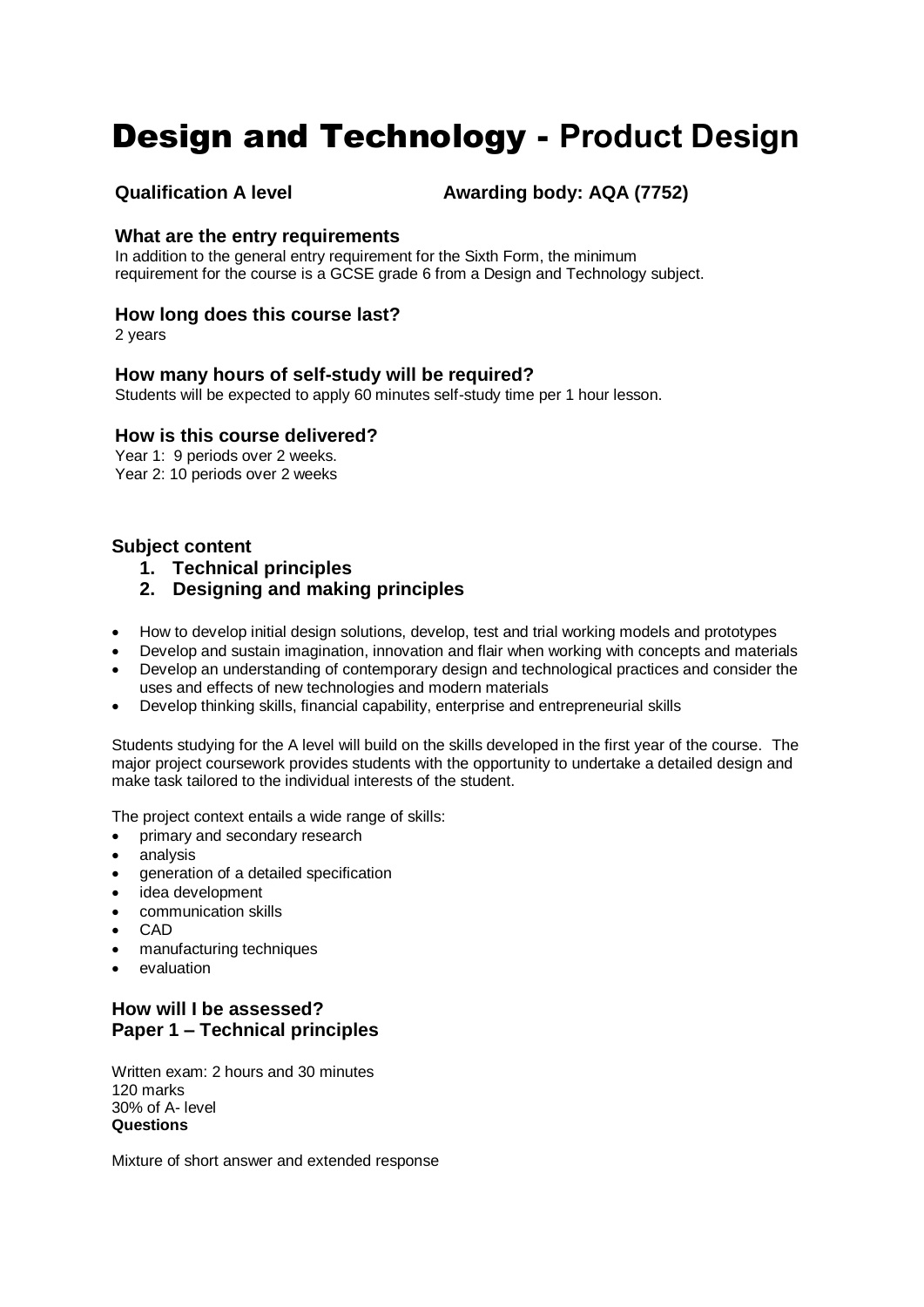# Design and Technology - Product Design

**Qualification A level** **Awarding body: AQA (7752)**

### What are the entry requirements

In addition to the general entry requirement for the Sixth Form, the minimum requirement for the course is a GCSE grade 6 from a Design and Technology subject.

### How long does this course last?

2 years

### How many hours of self-study will be required?

Students will be expected to apply 60 minutes self-study time per 1 hour lesson.

### How is this course delivered?

Year 1: 9 periods over 2 weeks.
Year 2: 10 periods over 2 weeks

### Subject content

1. **Technical principles**
2. **Designing and making principles**

- How to develop initial design solutions, develop, test and trial working models and prototypes
- Develop and sustain imagination, innovation and flair when working with concepts and materials
- Develop an understanding of contemporary design and technological practices and consider the uses and effects of new technologies and modern materials
- Develop thinking skills, financial capability, enterprise and entrepreneurial skills

Students studying for the A level will build on the skills developed in the first year of the course. The major project coursework provides students with the opportunity to undertake a detailed design and make task tailored to the individual interests of the student.

The project context entails a wide range of skills:

- primary and secondary research
- analysis
- generation of a detailed specification
- idea development
- communication skills
- CAD
- manufacturing techniques
- evaluation

### How will I be assessed?
### Paper 1 – Technical principles

Written exam: 2 hours and 30 minutes
120 marks
30% of A- level
**Questions**

Mixture of short answer and extended response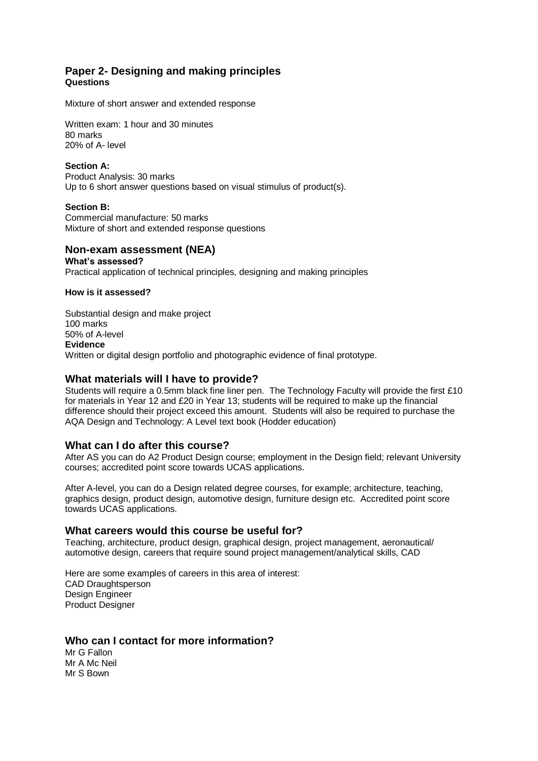## Paper 2- Designing and making principles

**Questions**

Mixture of short answer and extended response

Written exam: 1 hour and 30 minutes
80 marks
20% of A- level

**Section A:**
Product Analysis: 30 marks
Up to 6 short answer questions based on visual stimulus of product(s).

**Section B:**
Commercial manufacture: 50 marks
Mixture of short and extended response questions

## Non-exam assessment (NEA)

**What's assessed?**
Practical application of technical principles, designing and making principles

**How is it assessed?**

Substantial design and make project
100 marks
50% of A-level
**Evidence**
Written or digital design portfolio and photographic evidence of final prototype.

## What materials will I have to provide?

Students will require a 0.5mm black fine liner pen. The Technology Faculty will provide the first £10 for materials in Year 12 and £20 in Year 13; students will be required to make up the financial difference should their project exceed this amount. Students will also be required to purchase the AQA Design and Technology: A Level text book (Hodder education)

## What can I do after this course?

After AS you can do A2 Product Design course; employment in the Design field; relevant University courses; accredited point score towards UCAS applications.

After A-level, you can do a Design related degree courses, for example; architecture, teaching, graphics design, product design, automotive design, furniture design etc. Accredited point score towards UCAS applications.

## What careers would this course be useful for?

Teaching, architecture, product design, graphical design, project management, aeronautical/ automotive design, careers that require sound project management/analytical skills, CAD

Here are some examples of careers in this area of interest:
CAD Draughtsperson
Design Engineer
Product Designer

## Who can I contact for more information?

Mr G Fallon
Mr A Mc Neil
Mr S Bown